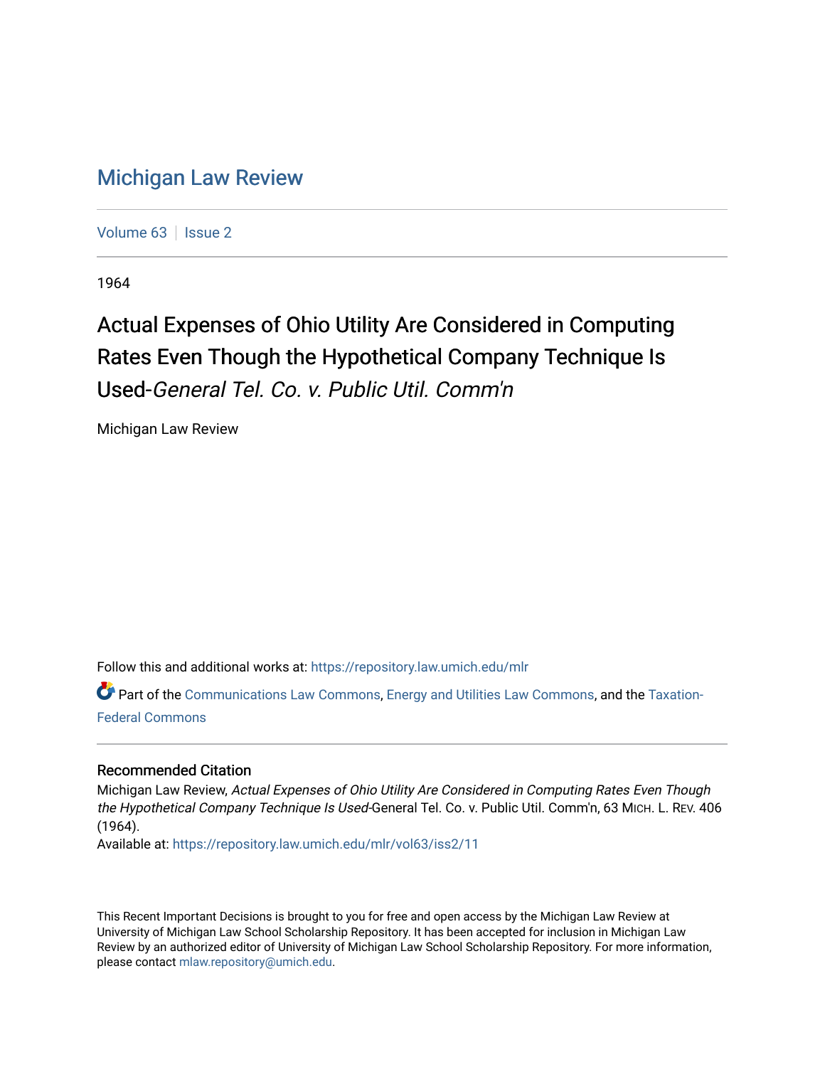# Michigan Law Review

Volume 63 | Issue 2

1964

## Actual Expenses of Ohio Utility Are Considered in Computing Rates Even Though the Hypothetical Company Technique Is Used-*General Tel. Co. v. Public Util. Comm'n*

Michigan Law Review

Follow this and additional works at: https://repository.law.umich.edu/mlr

Part of the Communications Law Commons, Energy and Utilities Law Commons, and the Taxation-Federal Commons

### Recommended Citation

Michigan Law Review, *Actual Expenses of Ohio Utility Are Considered in Computing Rates Even Though the Hypothetical Company Technique Is Used*-General Tel. Co. v. Public Util. Comm'n, 63 MICH. L. REV. 406 (1964).

Available at: https://repository.law.umich.edu/mlr/vol63/iss2/11

This Recent Important Decisions is brought to you for free and open access by the Michigan Law Review at University of Michigan Law School Scholarship Repository. It has been accepted for inclusion in Michigan Law Review by an authorized editor of University of Michigan Law School Scholarship Repository. For more information, please contact mlaw.repository@umich.edu.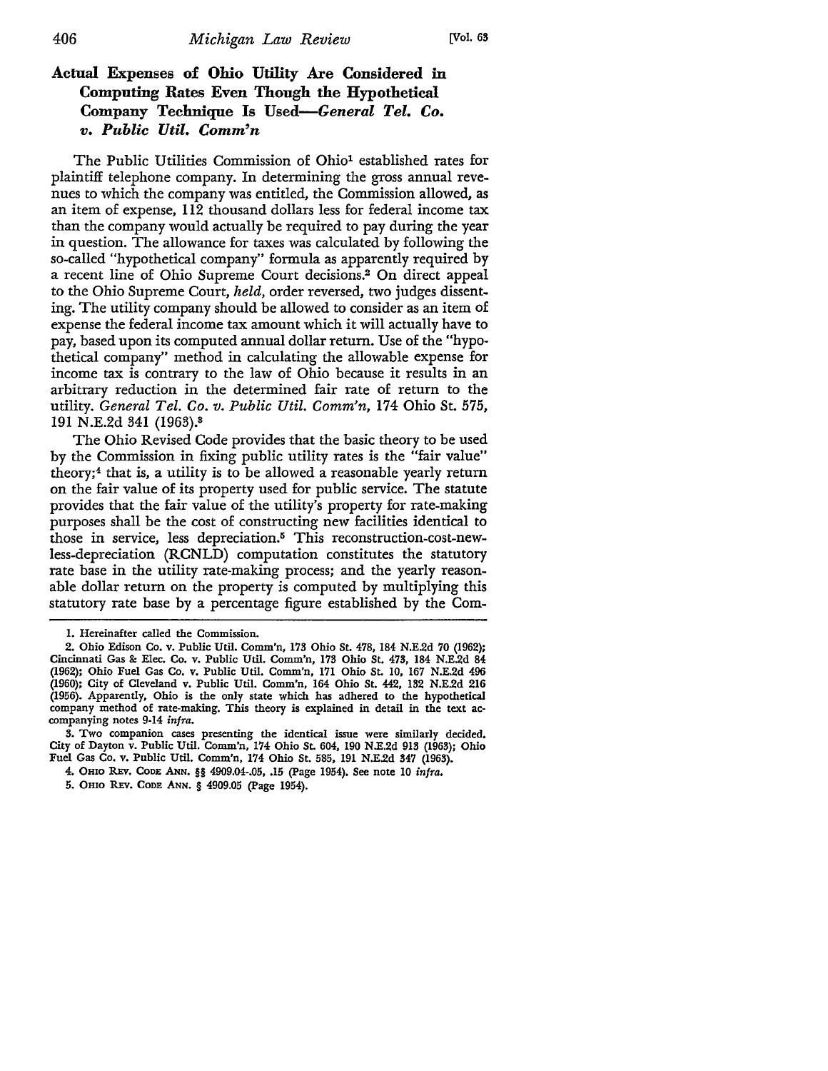## Actual Expenses of Ohio Utility Are Considered in Computing Rates Even Though the Hypothetical Company Technique Is Used—*General Tel. Co. v. Public Util. Comm'n*

The Public Utilities Commission of Ohio[1] established rates for plaintiff telephone company. In determining the gross annual revenues to which the company was entitled, the Commission allowed, as an item of expense, 112 thousand dollars less for federal income tax than the company would actually be required to pay during the year in question. The allowance for taxes was calculated by following the so-called "hypothetical company" formula as apparently required by a recent line of Ohio Supreme Court decisions.[2] On direct appeal to the Ohio Supreme Court, *held*, order reversed, two judges dissenting. The utility company should be allowed to consider as an item of expense the federal income tax amount which it will actually have to pay, based upon its computed annual dollar return. Use of the "hypothetical company" method in calculating the allowable expense for income tax is contrary to the law of Ohio because it results in an arbitrary reduction in the determined fair rate of return to the utility. *General Tel. Co. v. Public Util. Comm'n*, 174 Ohio St. 575, 191 N.E.2d 341 (1963).[3]

The Ohio Revised Code provides that the basic theory to be used by the Commission in fixing public utility rates is the "fair value" theory;[4] that is, a utility is to be allowed a reasonable yearly return on the fair value of its property used for public service. The statute provides that the fair value of the utility's property for rate-making purposes shall be the cost of constructing new facilities identical to those in service, less depreciation.[5] This reconstruction-cost-new-less-depreciation (RCNLD) computation constitutes the statutory rate base in the utility rate-making process; and the yearly reasonable dollar return on the property is computed by multiplying this statutory rate base by a percentage figure established by the Com-

---

1. Hereinafter called the Commission.

2. Ohio Edison Co. v. Public Util. Comm'n, 173 Ohio St. 478, 184 N.E.2d 70 (1962); Cincinnati Gas & Elec. Co. v. Public Util. Comm'n, 173 Ohio St. 473, 184 N.E.2d 84 (1962); Ohio Fuel Gas Co. v. Public Util. Comm'n, 171 Ohio St. 10, 167 N.E.2d 496 (1960); City of Cleveland v. Public Util. Comm'n, 164 Ohio St. 442, 132 N.E.2d 216 (1956). Apparently, Ohio is the only state which has adhered to the hypothetical company method of rate-making. This theory is explained in detail in the text accompanying notes 9-14 *infra*.

3. Two companion cases presenting the identical issue were similarly decided. City of Dayton v. Public Util. Comm'n, 174 Ohio St. 604, 190 N.E.2d 913 (1963); Ohio Fuel Gas Co. v. Public Util. Comm'n, 174 Ohio St. 585, 191 N.E.2d 347 (1963).

4. OHIO REV. CODE ANN. §§ 4909.04-.05, .15 (Page 1954). See note 10 *infra*.

5. OHIO REV. CODE ANN. § 4909.05 (Page 1954).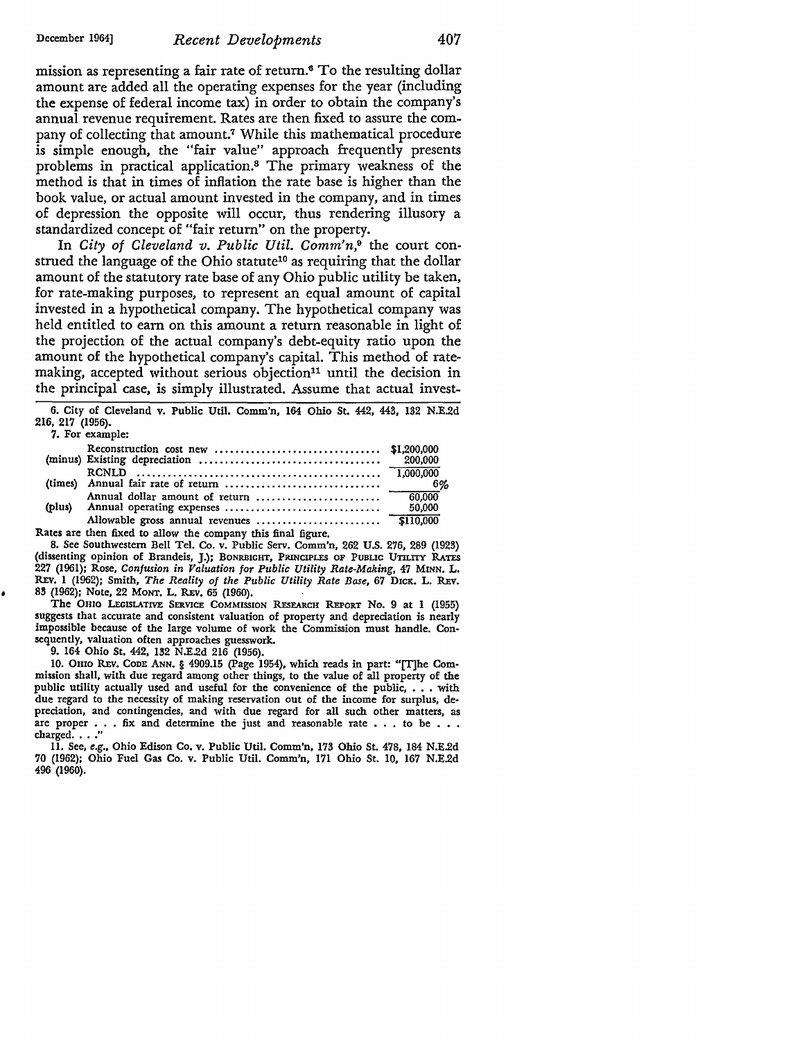mission as representing a fair rate of return.[6] To the resulting dollar amount are added all the operating expenses for the year (including the expense of federal income tax) in order to obtain the company's annual revenue requirement. Rates are then fixed to assure the company of collecting that amount.[7] While this mathematical procedure is simple enough, the "fair value" approach frequently presents problems in practical application.[8] The primary weakness of the method is that in times of inflation the rate base is higher than the book value, or actual amount invested in the company, and in times of depression the opposite will occur, thus rendering illusory a standardized concept of "fair return" on the property.

In *City of Cleveland v. Public Util. Comm'n*,[9] the court construed the language of the Ohio statute[10] as requiring that the dollar amount of the statutory rate base of any Ohio public utility be taken, for rate-making purposes, to represent an equal amount of capital invested in a hypothetical company. The hypothetical company was held entitled to earn on this amount a return reasonable in light of the projection of the actual company's debt-equity ratio upon the amount of the hypothetical company's capital. This method of rate-making, accepted without serious objection[11] until the decision in the principal case, is simply illustrated. Assume that actual invest-

---

6. City of Cleveland v. Public Util. Comm'n, 164 Ohio St. 442, 443, 132 N.E.2d 216, 217 (1956).

7. For example:

| | | |
|---|---|---|
| | Reconstruction cost new | $1,200,000 |
| (minus) | Existing depreciation | 200,000 |
| | RCNLD | 1,000,000 |
| (times) | Annual fair rate of return | 6% |
| | Annual dollar amount of return | 60,000 |
| (plus) | Annual operating expenses | 50,000 |
| | Allowable gross annual revenues | $110,000 |

Rates are then fixed to allow the company this final figure.

8. See Southwestern Bell Tel. Co. v. Public Serv. Comm'n, 262 U.S. 276, 289 (1923) (dissenting opinion of Brandeis, J.); BONBRIGHT, PRINCIPLES OF PUBLIC UTILITY RATES 227 (1961); Rose, *Confusion in Valuation for Public Utility Rate-Making*, 47 MINN. L. REV. 1 (1962); Smith, *The Reality of the Public Utility Rate Base*, 67 DICK. L. REV. 83 (1962); Note, 22 MONT. L. REV. 65 (1960).

The OHIO LEGISLATIVE SERVICE COMMISSION RESEARCH REPORT No. 9 at 1 (1955) suggests that accurate and consistent valuation of property and depreciation is nearly impossible because of the large volume of work the Commission must handle. Consequently, valuation often approaches guesswork.

9. 164 Ohio St. 442, 132 N.E.2d 216 (1956).

10. OHIO REV. CODE ANN. § 4909.15 (Page 1954), which reads in part: "[T]he Commission shall, with due regard among other things, to the value of all property of the public utility actually used and useful for the convenience of the public, . . . with due regard to the necessity of making reservation out of the income for surplus, depreciation, and contingencies, and with due regard for all such other matters, as are proper . . . fix and determine the just and reasonable rate . . . to be . . . charged. . . ."

11. See, *e.g.*, Ohio Edison Co. v. Public Util. Comm'n, 173 Ohio St. 478, 184 N.E.2d 70 (1962); Ohio Fuel Gas Co. v. Public Util. Comm'n, 171 Ohio St. 10, 167 N.E.2d 496 (1960).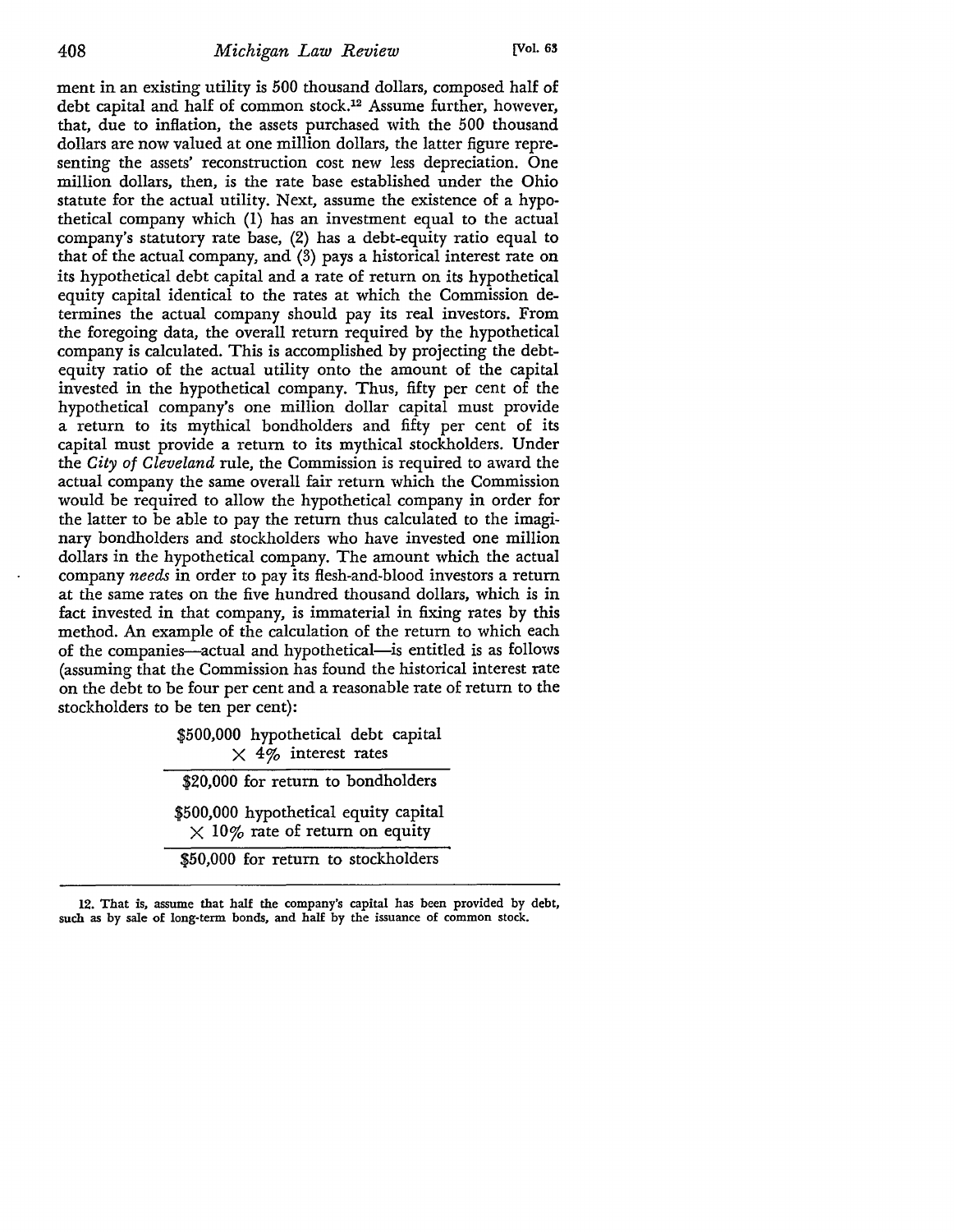ment in an existing utility is 500 thousand dollars, composed half of debt capital and half of common stock.[12] Assume further, however, that, due to inflation, the assets purchased with the 500 thousand dollars are now valued at one million dollars, the latter figure representing the assets' reconstruction cost new less depreciation. One million dollars, then, is the rate base established under the Ohio statute for the actual utility. Next, assume the existence of a hypothetical company which (1) has an investment equal to the actual company's statutory rate base, (2) has a debt-equity ratio equal to that of the actual company, and (3) pays a historical interest rate on its hypothetical debt capital and a rate of return on its hypothetical equity capital identical to the rates at which the Commission determines the actual company should pay its real investors. From the foregoing data, the overall return required by the hypothetical company is calculated. This is accomplished by projecting the debt-equity ratio of the actual utility onto the amount of the capital invested in the hypothetical company. Thus, fifty per cent of the hypothetical company's one million dollar capital must provide a return to its mythical bondholders and fifty per cent of its capital must provide a return to its mythical stockholders. Under the *City of Cleveland* rule, the Commission is required to award the actual company the same overall fair return which the Commission would be required to allow the hypothetical company in order for the latter to be able to pay the return thus calculated to the imaginary bondholders and stockholders who have invested one million dollars in the hypothetical company. The amount which the actual company *needs* in order to pay its flesh-and-blood investors a return at the same rates on the five hundred thousand dollars, which is in fact invested in that company, is immaterial in fixing rates by this method. An example of the calculation of the return to which each of the companies—actual and hypothetical—is entitled is as follows (assuming that the Commission has found the historical interest rate on the debt to be four per cent and a reasonable rate of return to the stockholders to be ten per cent):

$500,000 hypothetical debt capital
× 4% interest rates

---

$20,000 for return to bondholders

$500,000 hypothetical equity capital
× 10% rate of return on equity

---

$50,000 for return to stockholders

---

12. That is, assume that half the company's capital has been provided by debt, such as by sale of long-term bonds, and half by the issuance of common stock.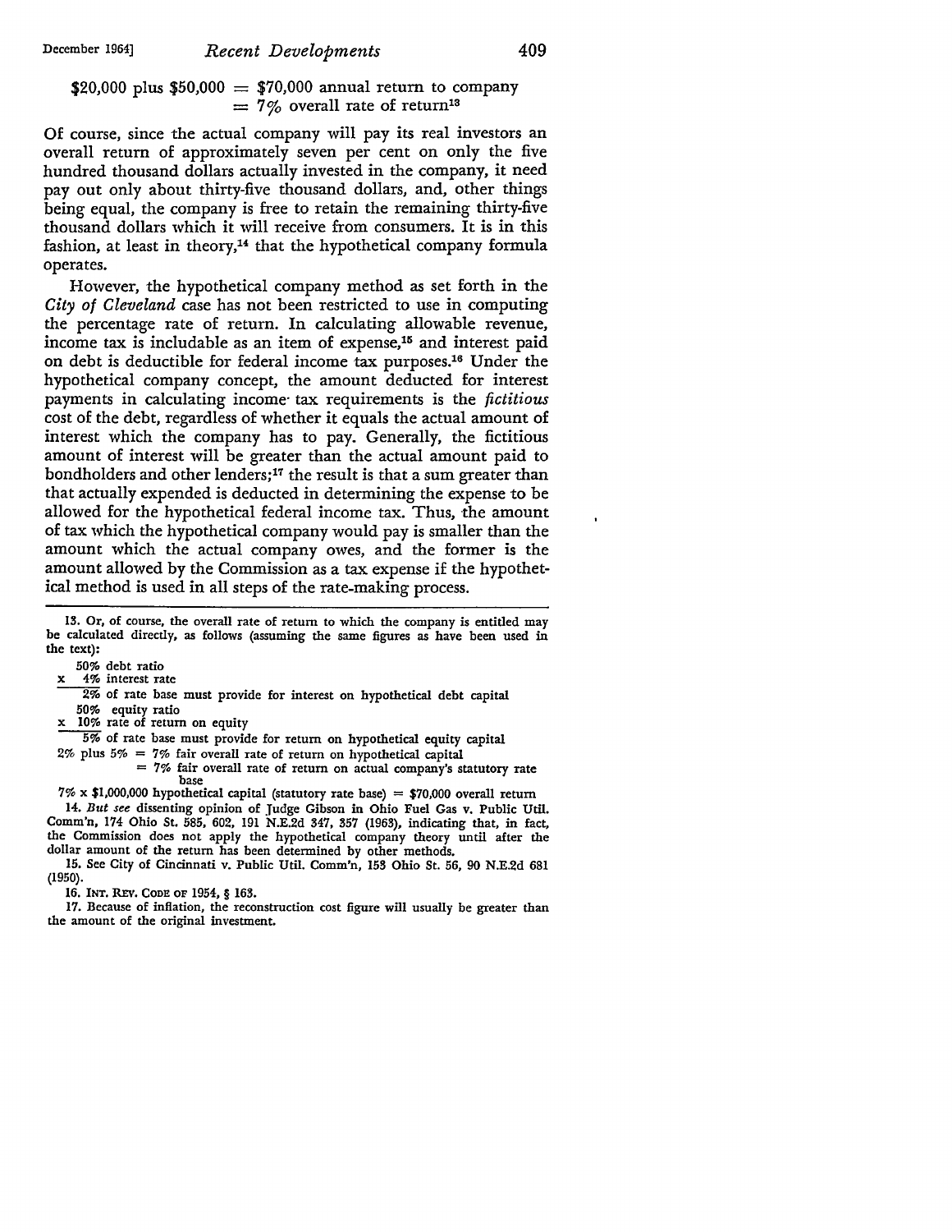$20,000 plus $50,000 = $70,000 annual return to company
= 7% overall rate of return[13]

Of course, since the actual company will pay its real investors an overall return of approximately seven per cent on only the five hundred thousand dollars actually invested in the company, it need pay out only about thirty-five thousand dollars, and, other things being equal, the company is free to retain the remaining thirty-five thousand dollars which it will receive from consumers. It is in this fashion, at least in theory,[14] that the hypothetical company formula operates.

However, the hypothetical company method as set forth in the *City of Cleveland* case has not been restricted to use in computing the percentage rate of return. In calculating allowable revenue, income tax is includable as an item of expense,[15] and interest paid on debt is deductible for federal income tax purposes.[16] Under the hypothetical company concept, the amount deducted for interest payments in calculating income tax requirements is the *fictitious* cost of the debt, regardless of whether it equals the actual amount of interest which the company has to pay. Generally, the fictitious amount of interest will be greater than the actual amount paid to bondholders and other lenders;[17] the result is that a sum greater than that actually expended is deducted in determining the expense to be allowed for the hypothetical federal income tax. Thus, the amount of tax which the hypothetical company would pay is smaller than the amount which the actual company owes, and the former is the amount allowed by the Commission as a tax expense if the hypothetical method is used in all steps of the rate-making process.

---

13. Or, of course, the overall rate of return to which the company is entitled may be calculated directly, as follows (assuming the same figures as have been used in the text):

```
   50% debt ratio
x   4% interest rate
    2% of rate base must provide for interest on hypothetical debt capital
   50% equity ratio
x  10% rate of return on equity
    5% of rate base must provide for return on hypothetical equity capital
2% plus 5% = 7% fair overall rate of return on hypothetical capital
           = 7% fair overall rate of return on actual company's statutory rate
             base
7% x $1,000,000 hypothetical capital (statutory rate base) = $70,000 overall return
```

14. *But see* dissenting opinion of Judge Gibson in Ohio Fuel Gas v. Public Util. Comm'n, 174 Ohio St. 585, 602, 191 N.E.2d 347, 357 (1963), indicating that, in fact, the Commission does not apply the hypothetical company theory until after the dollar amount of the return has been determined by other methods.

15. See City of Cincinnati v. Public Util. Comm'n, 153 Ohio St. 56, 90 N.E.2d 681 (1950).

16. INT. REV. CODE OF 1954, § 163.

17. Because of inflation, the reconstruction cost figure will usually be greater than the amount of the original investment.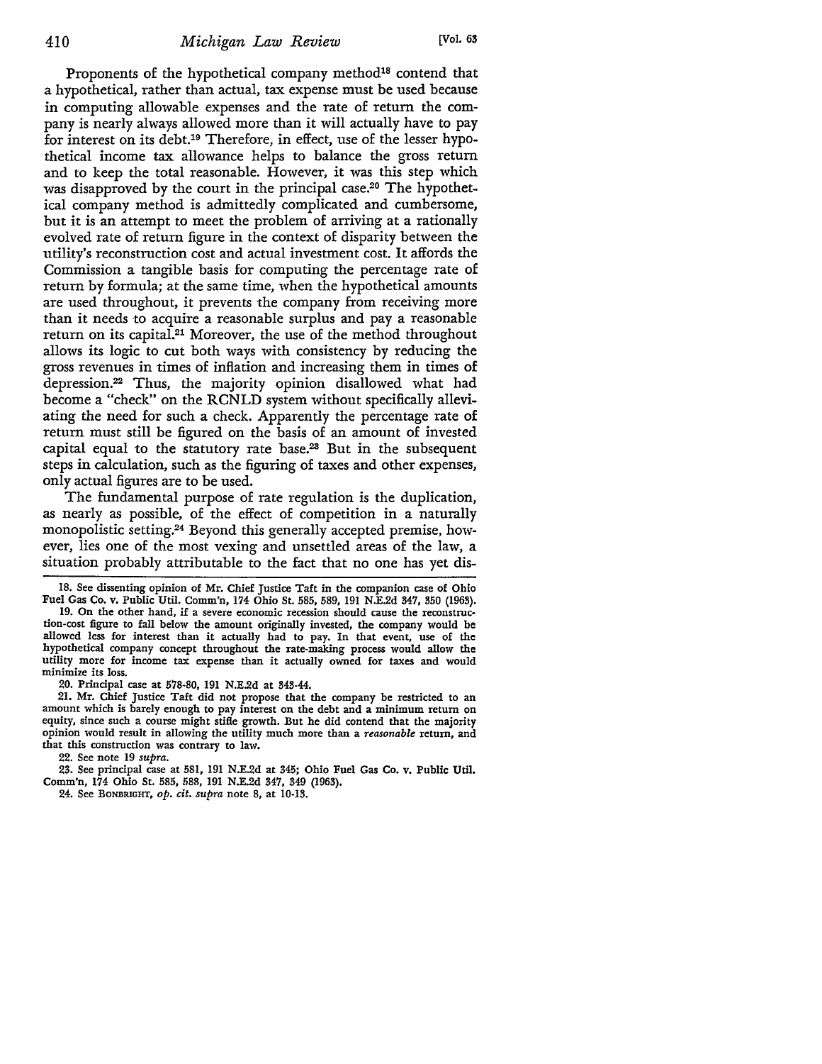Proponents of the hypothetical company method[18] contend that a hypothetical, rather than actual, tax expense must be used because in computing allowable expenses and the rate of return the company is nearly always allowed more than it will actually have to pay for interest on its debt.[19] Therefore, in effect, use of the lesser hypothetical income tax allowance helps to balance the gross return and to keep the total reasonable. However, it was this step which was disapproved by the court in the principal case.[20] The hypothetical company method is admittedly complicated and cumbersome, but it is an attempt to meet the problem of arriving at a rationally evolved rate of return figure in the context of disparity between the utility's reconstruction cost and actual investment cost. It affords the Commission a tangible basis for computing the percentage rate of return by formula; at the same time, when the hypothetical amounts are used throughout, it prevents the company from receiving more than it needs to acquire a reasonable surplus and pay a reasonable return on its capital.[21] Moreover, the use of the method throughout allows its logic to cut both ways with consistency by reducing the gross revenues in times of inflation and increasing them in times of depression.[22] Thus, the majority opinion disallowed what had become a "check" on the RCNLD system without specifically alleviating the need for such a check. Apparently the percentage rate of return must still be figured on the basis of an amount of invested capital equal to the statutory rate base.[23] But in the subsequent steps in calculation, such as the figuring of taxes and other expenses, only actual figures are to be used.

The fundamental purpose of rate regulation is the duplication, as nearly as possible, of the effect of competition in a naturally monopolistic setting.[24] Beyond this generally accepted premise, however, lies one of the most vexing and unsettled areas of the law, a situation probably attributable to the fact that no one has yet dis-

---

18. See dissenting opinion of Mr. Chief Justice Taft in the companion case of Ohio Fuel Gas Co. v. Public Util. Comm'n, 174 Ohio St. 585, 589, 191 N.E.2d 347, 350 (1963).

19. On the other hand, if a severe economic recession should cause the reconstruction-cost figure to fall below the amount originally invested, the company would be allowed less for interest than it actually had to pay. In that event, use of the hypothetical company concept throughout the rate-making process would allow the utility more for income tax expense than it actually owned for taxes and would minimize its loss.

20. Principal case at 578-80, 191 N.E.2d at 343-44.

21. Mr. Chief Justice Taft did not propose that the company be restricted to an amount which is barely enough to pay interest on the debt and a minimum return on equity, since such a course might stifle growth. But he did contend that the majority opinion would result in allowing the utility much more than a *reasonable* return, and that this construction was contrary to law.

22. See note 19 *supra*.

23. See principal case at 581, 191 N.E.2d at 345; Ohio Fuel Gas Co. v. Public Util. Comm'n, 174 Ohio St. 585, 588, 191 N.E.2d 347, 349 (1963).

24. See BONBRIGHT, *op. cit. supra* note 8, at 10-13.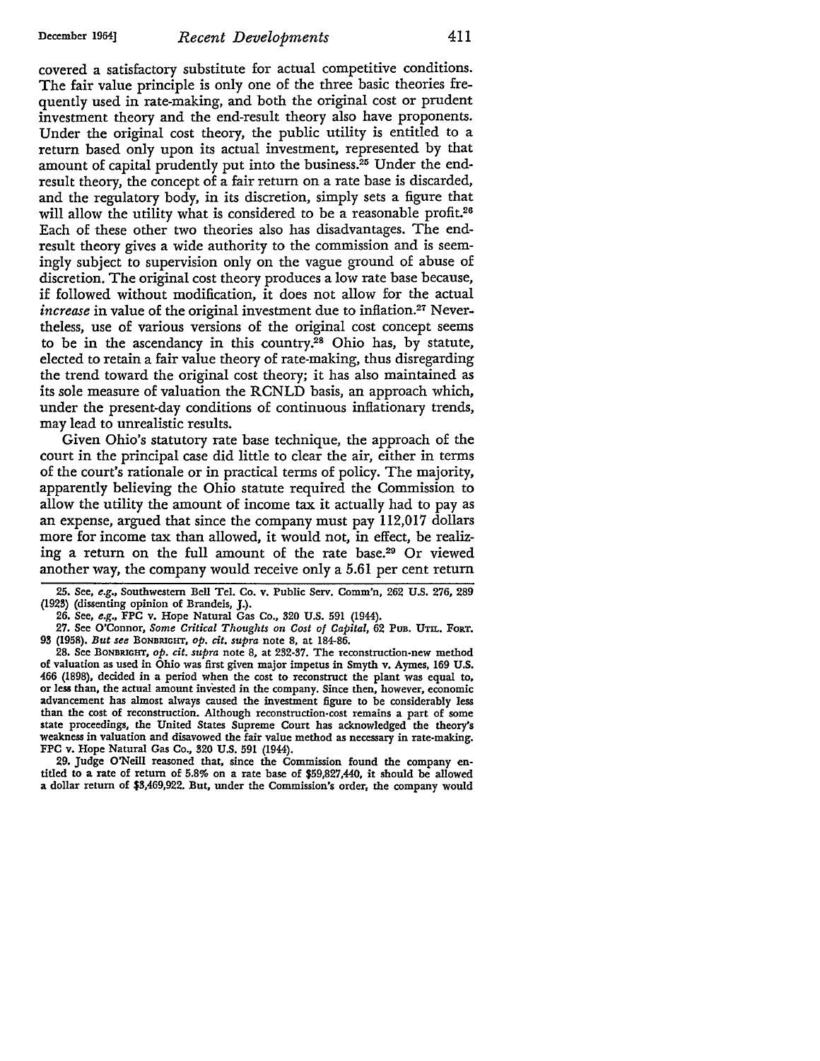covered a satisfactory substitute for actual competitive conditions. The fair value principle is only one of the three basic theories frequently used in rate-making, and both the original cost or prudent investment theory and the end-result theory also have proponents. Under the original cost theory, the public utility is entitled to a return based only upon its actual investment, represented by that amount of capital prudently put into the business.[25] Under the end-result theory, the concept of a fair return on a rate base is discarded, and the regulatory body, in its discretion, simply sets a figure that will allow the utility what is considered to be a reasonable profit.[26] Each of these other two theories also has disadvantages. The end-result theory gives a wide authority to the commission and is seemingly subject to supervision only on the vague ground of abuse of discretion. The original cost theory produces a low rate base because, if followed without modification, it does not allow for the actual *increase* in value of the original investment due to inflation.[27] Nevertheless, use of various versions of the original cost concept seems to be in the ascendancy in this country.[28] Ohio has, by statute, elected to retain a fair value theory of rate-making, thus disregarding the trend toward the original cost theory; it has also maintained as its sole measure of valuation the RCNLD basis, an approach which, under the present-day conditions of continuous inflationary trends, may lead to unrealistic results.

Given Ohio's statutory rate base technique, the approach of the court in the principal case did little to clear the air, either in terms of the court's rationale or in practical terms of policy. The majority, apparently believing the Ohio statute required the Commission to allow the utility the amount of income tax it actually had to pay as an expense, argued that since the company must pay 112,017 dollars more for income tax than allowed, it would not, in effect, be realizing a return on the full amount of the rate base.[29] Or viewed another way, the company would receive only a 5.61 per cent return

---

25. See, *e.g.*, Southwestern Bell Tel. Co. v. Public Serv. Comm'n, 262 U.S. 276, 289 (1923) (dissenting opinion of Brandeis, J.).

26. See, *e.g.*, FPC v. Hope Natural Gas Co., 320 U.S. 591 (1944).

27. See O'Connor, *Some Critical Thoughts on Cost of Capital*, 62 PUB. UTIL. FORT. 93 (1958). *But see* BONBRIGHT, *op. cit. supra* note 8, at 184-86.

28. See BONBRIGHT, *op. cit. supra* note 8, at 232-37. The reconstruction-new method of valuation as used in Ohio was first given major impetus in Smyth v. Aymes, 169 U.S. 466 (1898), decided in a period when the cost to reconstruct the plant was equal to, or less than, the actual amount invested in the company. Since then, however, economic advancement has almost always caused the investment figure to be considerably less than the cost of reconstruction. Although reconstruction-cost remains a part of some state proceedings, the United States Supreme Court has acknowledged the theory's weakness in valuation and disavowed the fair value method as necessary in rate-making. FPC v. Hope Natural Gas Co., 320 U.S. 591 (1944).

29. Judge O'Neill reasoned that, since the Commission found the company entitled to a rate of return of 5.8% on a rate base of $59,827,440, it should be allowed a dollar return of $3,469,922. But, under the Commission's order, the company would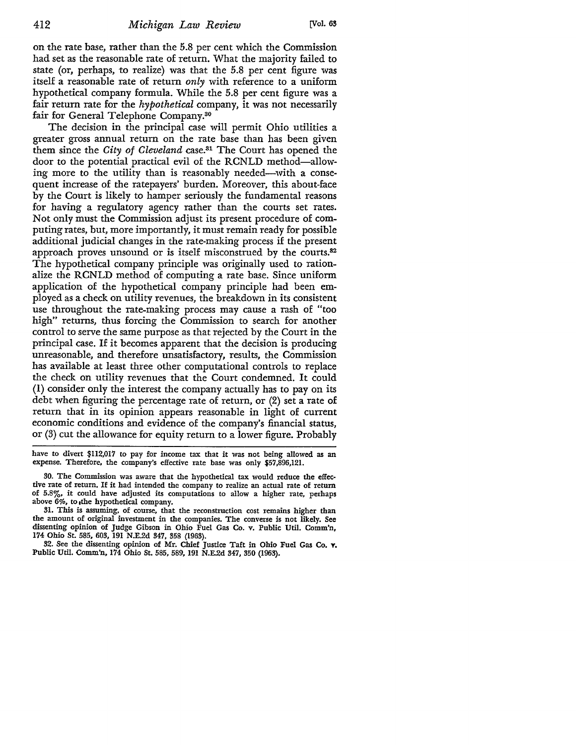on the rate base, rather than the 5.8 per cent which the Commission had set as the reasonable rate of return. What the majority failed to state (or, perhaps, to realize) was that the 5.8 per cent figure was itself a reasonable rate of return *only* with reference to a uniform hypothetical company formula. While the 5.8 per cent figure was a fair return rate for the *hypothetical* company, it was not necessarily fair for General Telephone Company.[30]

The decision in the principal case will permit Ohio utilities a greater gross annual return on the rate base than has been given them since the *City of Cleveland* case.[31] The Court has opened the door to the potential practical evil of the RCNLD method—allowing more to the utility than is reasonably needed—with a consequent increase of the ratepayers' burden. Moreover, this about-face by the Court is likely to hamper seriously the fundamental reasons for having a regulatory agency rather than the courts set rates. Not only must the Commission adjust its present procedure of computing rates, but, more importantly, it must remain ready for possible additional judicial changes in the rate-making process if the present approach proves unsound or is itself misconstrued by the courts.[32] The hypothetical company principle was originally used to rationalize the RCNLD method of computing a rate base. Since uniform application of the hypothetical company principle had been employed as a check on utility revenues, the breakdown in its consistent use throughout the rate-making process may cause a rash of "too high" returns, thus forcing the Commission to search for another control to serve the same purpose as that rejected by the Court in the principal case. If it becomes apparent that the decision is producing unreasonable, and therefore unsatisfactory, results, the Commission has available at least three other computational controls to replace the check on utility revenues that the Court condemned. It could (1) consider only the interest the company actually has to pay on its debt when figuring the percentage rate of return, or (2) set a rate of return that in its opinion appears reasonable in light of current economic conditions and evidence of the company's financial status, or (3) cut the allowance for equity return to a lower figure. Probably

---

have to divert $112,017 to pay for income tax that it was not being allowed as an expense. Therefore, the company's effective rate base was only $57,896,121.

30. The Commission was aware that the hypothetical tax would reduce the effective rate of return. If it had intended the company to realize an actual rate of return of 5.8%, it could have adjusted its computations to allow a higher rate, perhaps above 6%, to the hypothetical company.

31. This is assuming, of course, that the reconstruction cost remains higher than the amount of original investment in the companies. The converse is not likely. See dissenting opinion of Judge Gibson in Ohio Fuel Gas Co. v. Public Util. Comm'n, 174 Ohio St. 585, 603, 191 N.E.2d 347, 358 (1963).

32. See the dissenting opinion of Mr. Chief Justice Taft in Ohio Fuel Gas Co. v. Public Util. Comm'n, 174 Ohio St. 585, 589, 191 N.E.2d 347, 350 (1963).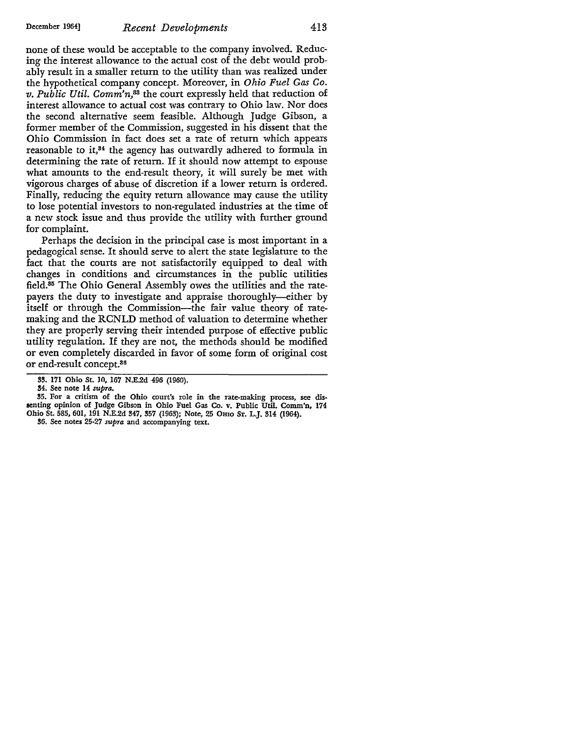none of these would be acceptable to the company involved. Reducing the interest allowance to the actual cost of the debt would probably result in a smaller return to the utility than was realized under the hypothetical company concept. Moreover, in *Ohio Fuel Gas Co. v. Public Util. Comm'n*,[33] the court expressly held that reduction of interest allowance to actual cost was contrary to Ohio law. Nor does the second alternative seem feasible. Although Judge Gibson, a former member of the Commission, suggested in his dissent that the Ohio Commission in fact does set a rate of return which appears reasonable to it,[34] the agency has outwardly adhered to formula in determining the rate of return. If it should now attempt to espouse what amounts to the end-result theory, it will surely be met with vigorous charges of abuse of discretion if a lower return is ordered. Finally, reducing the equity return allowance may cause the utility to lose potential investors to non-regulated industries at the time of a new stock issue and thus provide the utility with further ground for complaint.

Perhaps the decision in the principal case is most important in a pedagogical sense. It should serve to alert the state legislature to the fact that the courts are not satisfactorily equipped to deal with changes in conditions and circumstances in the public utilities field.[35] The Ohio General Assembly owes the utilities and the ratepayers the duty to investigate and appraise thoroughly—either by itself or through the Commission—the fair value theory of rate-making and the RCNLD method of valuation to determine whether they are properly serving their intended purpose of effective public utility regulation. If they are not, the methods should be modified or even completely discarded in favor of some form of original cost or end-result concept.[36]

---

33. 171 Ohio St. 10, 167 N.E.2d 496 (1960).

34. See note 14 *supra*.

35. For a critism of the Ohio court's role in the rate-making process, see dissenting opinion of Judge Gibson in Ohio Fuel Gas Co. v. Public Util. Comm'n, 174 Ohio St. 585, 601, 191 N.E.2d 347, 357 (1963); Note, 25 Ohio St. L.J. 314 (1964).

36. See notes 25-27 *supra* and accompanying text.